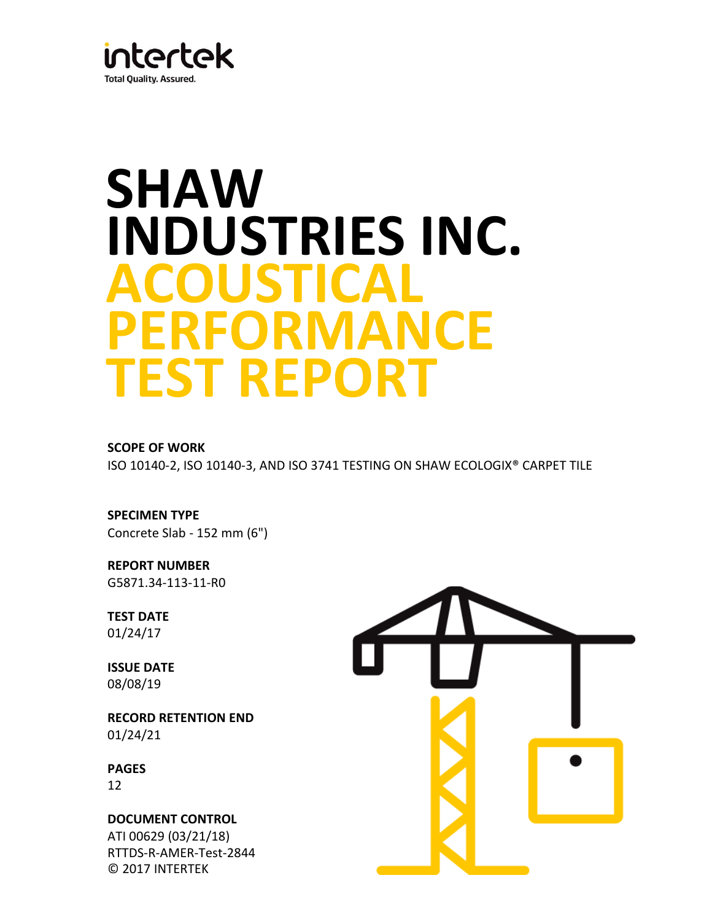intertek

Total Quality. Assured.

# SHAW INDUSTRIES INC.

# ACOUSTICAL PERFORMANCE TEST REPORT

**SCOPE OF WORK**

ISO 10140-2, ISO 10140-3, AND ISO 3741 TESTING ON SHAW ECOLOGIX® CARPET TILE

**SPECIMEN TYPE**

Concrete Slab - 152 mm (6")

**REPORT NUMBER**

G5871.34-113-11-R0

**TEST DATE**

01/24/17

**ISSUE DATE**

08/08/19

**RECORD RETENTION END**

01/24/21

**PAGES**

12

**DOCUMENT CONTROL**

ATI 00629 (03/21/18)

RTTDS-R-AMER-Test-2844

© 2017 INTERTEK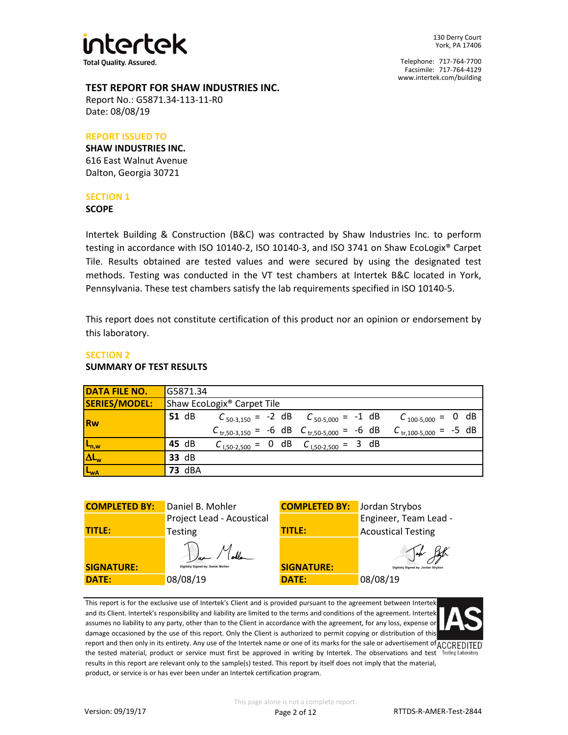intertek

Total Quality. Assured.

130 Derry Court
York, PA 17406

Telephone: 717-764-7700
Facsimile: 717-764-4129
www.intertek.com/building

**TEST REPORT FOR SHAW INDUSTRIES INC.**
Report No.: G5871.34-113-11-R0
Date: 08/08/19

**REPORT ISSUED TO**

**SHAW INDUSTRIES INC.**
616 East Walnut Avenue
Dalton, Georgia 30721

## SECTION 1

**SCOPE**

Intertek Building & Construction (B&C) was contracted by Shaw Industries Inc. to perform testing in accordance with ISO 10140-2, ISO 10140-3, and ISO 3741 on Shaw EcoLogix® Carpet Tile. Results obtained are tested values and were secured by using the designated test methods. Testing was conducted in the VT test chambers at Intertek B&C located in York, Pennsylvania. These test chambers satisfy the lab requirements specified in ISO 10140-5.

This report does not constitute certification of this product nor an opinion or endorsement by this laboratory.

## SECTION 2

**SUMMARY OF TEST RESULTS**

| | | | | |
|---|---|---|---|---|
| **DATA FILE NO.** | G5871.34 | | | |
| **SERIES/MODEL:** | Shaw EcoLogix® Carpet Tile | | | |
| **Rw** | **51** dB | $C_{50\text{-}3,150}$ = -2 dB | $C_{50\text{-}5,000}$ = -1 dB | $C_{100\text{-}5,000}$ = 0 dB |
| | | $C_{tr,50\text{-}3,150}$ = -6 dB | $C_{tr,50\text{-}5,000}$ = -6 dB | $C_{tr,100\text{-}5,000}$ = -5 dB |
| $L_{n,w}$ | **45** dB | $C_{I,50\text{-}2,500}$ = 0 dB | $C_{I,50\text{-}2,500}$ = 3 dB | |
| $\Delta L_w$ | **33** dB | | | |
| $L_{wA}$ | **73** dBA | | | |

| | | | |
|---|---|---|---|
| **COMPLETED BY:** | Daniel B. Mohler | **COMPLETED BY:** | Jordan Strybos |
| **TITLE:** | Project Lead - Acoustical Testing | **TITLE:** | Engineer, Team Lead - Acoustical Testing |
| **SIGNATURE:** | Digitally Signed by: Daniel Mohler | **SIGNATURE:** | Digitally Signed by: Jordan Strybos |
| **DATE:** | 08/08/19 | **DATE:** | 08/08/19 |

This report is for the exclusive use of Intertek's Client and is provided pursuant to the agreement between Intertek and its Client. Intertek's responsibility and liability are limited to the terms and conditions of the agreement. Intertek assumes no liability to any party, other than to the Client in accordance with the agreement, for any loss, expense or damage occasioned by the use of this report. Only the Client is authorized to permit copying or distribution of this report and then only in its entirety. Any use of the Intertek name or one of its marks for the sale or advertisement of the tested material, product or service must first be approved in writing by Intertek. The observations and test results in this report are relevant only to the sample(s) tested. This report by itself does not imply that the material, product, or service is or has ever been under an Intertek certification program.

IAS ACCREDITED Testing Laboratory

This page alone is not a complete report.

Version: 09/19/17 RTTDS-R-AMER-Test-2844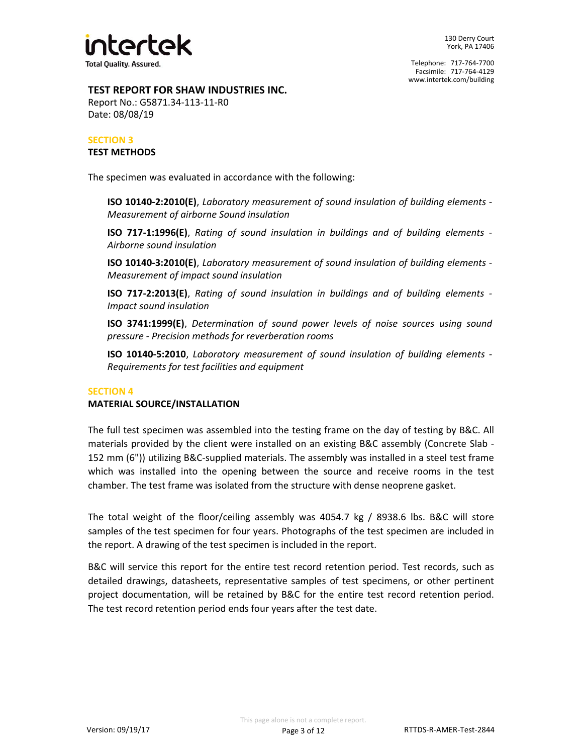**TEST REPORT FOR SHAW INDUSTRIES INC.**
Report No.: G5871.34-113-11-R0
Date: 08/08/19

## SECTION 3
### TEST METHODS

The specimen was evaluated in accordance with the following:

> **ISO 10140-2:2010(E)**, *Laboratory measurement of sound insulation of building elements - Measurement of airborne Sound insulation*
>
> **ISO 717-1:1996(E)**, *Rating of sound insulation in buildings and of building elements - Airborne sound insulation*
>
> **ISO 10140-3:2010(E)**, *Laboratory measurement of sound insulation of building elements - Measurement of impact sound insulation*
>
> **ISO 717-2:2013(E)**, *Rating of sound insulation in buildings and of building elements - Impact sound insulation*
>
> **ISO 3741:1999(E)**, *Determination of sound power levels of noise sources using sound pressure - Precision methods for reverberation rooms*
>
> **ISO 10140-5:2010**, *Laboratory measurement of sound insulation of building elements - Requirements for test facilities and equipment*

## SECTION 4
### MATERIAL SOURCE/INSTALLATION

The full test specimen was assembled into the testing frame on the day of testing by B&C. All materials provided by the client were installed on an existing B&C assembly (Concrete Slab - 152 mm (6")) utilizing B&C-supplied materials. The assembly was installed in a steel test frame which was installed into the opening between the source and receive rooms in the test chamber. The test frame was isolated from the structure with dense neoprene gasket.

The total weight of the floor/ceiling assembly was 4054.7 kg / 8938.6 lbs. B&C will store samples of the test specimen for four years. Photographs of the test specimen are included in the report. A drawing of the test specimen is included in the report.

B&C will service this report for the entire test record retention period. Test records, such as detailed drawings, datasheets, representative samples of test specimens, or other pertinent project documentation, will be retained by B&C for the entire test record retention period. The test record retention period ends four years after the test date.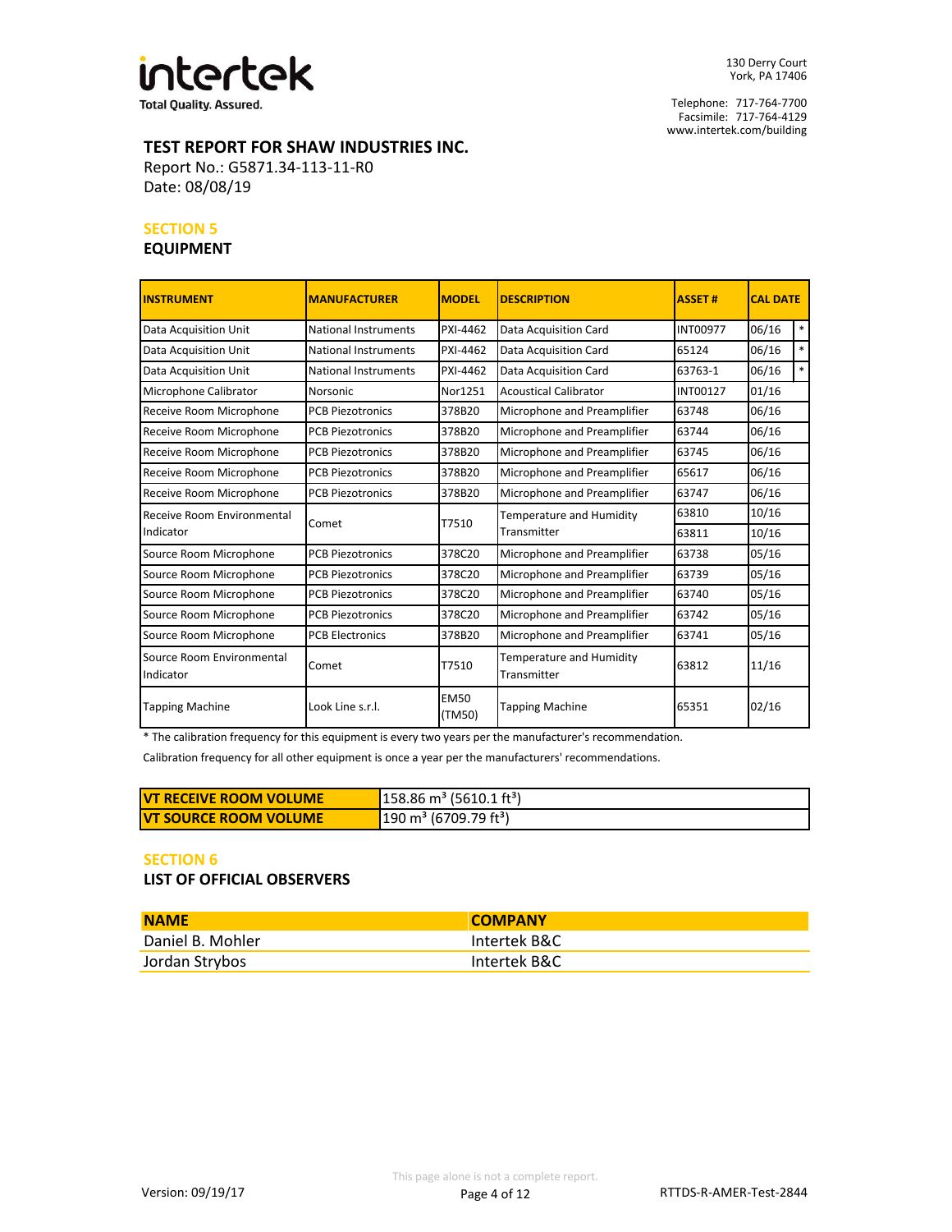**TEST REPORT FOR SHAW INDUSTRIES INC.**
Report No.: G5871.34-113-11-R0
Date: 08/08/19

## SECTION 5
### EQUIPMENT

| INSTRUMENT | MANUFACTURER | MODEL | DESCRIPTION | ASSET # | CAL DATE | |
|---|---|---|---|---|---|---|
| Data Acquisition Unit | National Instruments | PXI-4462 | Data Acquisition Card | INT00977 | 06/16 | * |
| Data Acquisition Unit | National Instruments | PXI-4462 | Data Acquisition Card | 65124 | 06/16 | * |
| Data Acquisition Unit | National Instruments | PXI-4462 | Data Acquisition Card | 63763-1 | 06/16 | * |
| Microphone Calibrator | Norsonic | Nor1251 | Acoustical Calibrator | INT00127 | 01/16 | |
| Receive Room Microphone | PCB Piezotronics | 378B20 | Microphone and Preamplifier | 63748 | 06/16 | |
| Receive Room Microphone | PCB Piezotronics | 378B20 | Microphone and Preamplifier | 63744 | 06/16 | |
| Receive Room Microphone | PCB Piezotronics | 378B20 | Microphone and Preamplifier | 63745 | 06/16 | |
| Receive Room Microphone | PCB Piezotronics | 378B20 | Microphone and Preamplifier | 65617 | 06/16 | |
| Receive Room Microphone | PCB Piezotronics | 378B20 | Microphone and Preamplifier | 63747 | 06/16 | |
| Receive Room Environmental Indicator | Comet | T7510 | Temperature and Humidity Transmitter | 63810 | 10/16 | |
| | | | | 63811 | 10/16 | |
| Source Room Microphone | PCB Piezotronics | 378C20 | Microphone and Preamplifier | 63738 | 05/16 | |
| Source Room Microphone | PCB Piezotronics | 378C20 | Microphone and Preamplifier | 63739 | 05/16 | |
| Source Room Microphone | PCB Piezotronics | 378C20 | Microphone and Preamplifier | 63740 | 05/16 | |
| Source Room Microphone | PCB Piezotronics | 378C20 | Microphone and Preamplifier | 63742 | 05/16 | |
| Source Room Microphone | PCB Electronics | 378B20 | Microphone and Preamplifier | 63741 | 05/16 | |
| Source Room Environmental Indicator | Comet | T7510 | Temperature and Humidity Transmitter | 63812 | 11/16 | |
| Tapping Machine | Look Line s.r.l. | EM50 (TM50) | Tapping Machine | 65351 | 02/16 | |

* The calibration frequency for this equipment is every two years per the manufacturer's recommendation.

Calibration frequency for all other equipment is once a year per the manufacturers' recommendations.

| | |
|---|---|
| **VT RECEIVE ROOM VOLUME** | 158.86 $m^3$ (5610.1 $ft^3$) |
| **VT SOURCE ROOM VOLUME** | 190 $m^3$ (6709.79 $ft^3$) |

## SECTION 6
### LIST OF OFFICIAL OBSERVERS

| NAME | COMPANY |
|---|---|
| Daniel B. Mohler | Intertek B&C |
| Jordan Strybos | Intertek B&C |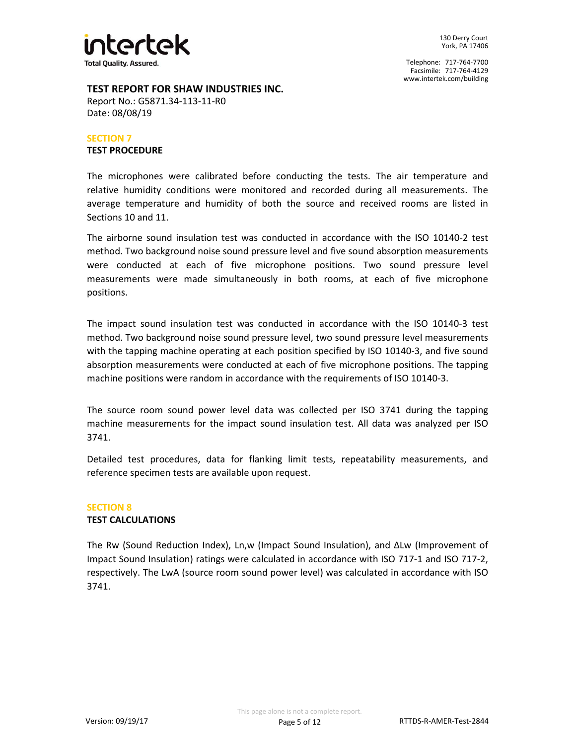**TEST REPORT FOR SHAW INDUSTRIES INC.**
Report No.: G5871.34-113-11-R0
Date: 08/08/19

## SECTION 7
### TEST PROCEDURE

The microphones were calibrated before conducting the tests. The air temperature and relative humidity conditions were monitored and recorded during all measurements. The average temperature and humidity of both the source and received rooms are listed in Sections 10 and 11.

The airborne sound insulation test was conducted in accordance with the ISO 10140-2 test method. Two background noise sound pressure level and five sound absorption measurements were conducted at each of five microphone positions. Two sound pressure level measurements were made simultaneously in both rooms, at each of five microphone positions.

The impact sound insulation test was conducted in accordance with the ISO 10140-3 test method. Two background noise sound pressure level, two sound pressure level measurements with the tapping machine operating at each position specified by ISO 10140-3, and five sound absorption measurements were conducted at each of five microphone positions. The tapping machine positions were random in accordance with the requirements of ISO 10140-3.

The source room sound power level data was collected per ISO 3741 during the tapping machine measurements for the impact sound insulation test. All data was analyzed per ISO 3741.

Detailed test procedures, data for flanking limit tests, repeatability measurements, and reference specimen tests are available upon request.

## SECTION 8
### TEST CALCULATIONS

The $R_w$ (Sound Reduction Index), $L_{n,w}$ (Impact Sound Insulation), and $\Delta L_w$ (Improvement of Impact Sound Insulation) ratings were calculated in accordance with ISO 717-1 and ISO 717-2, respectively. The $L_{wA}$ (source room sound power level) was calculated in accordance with ISO 3741.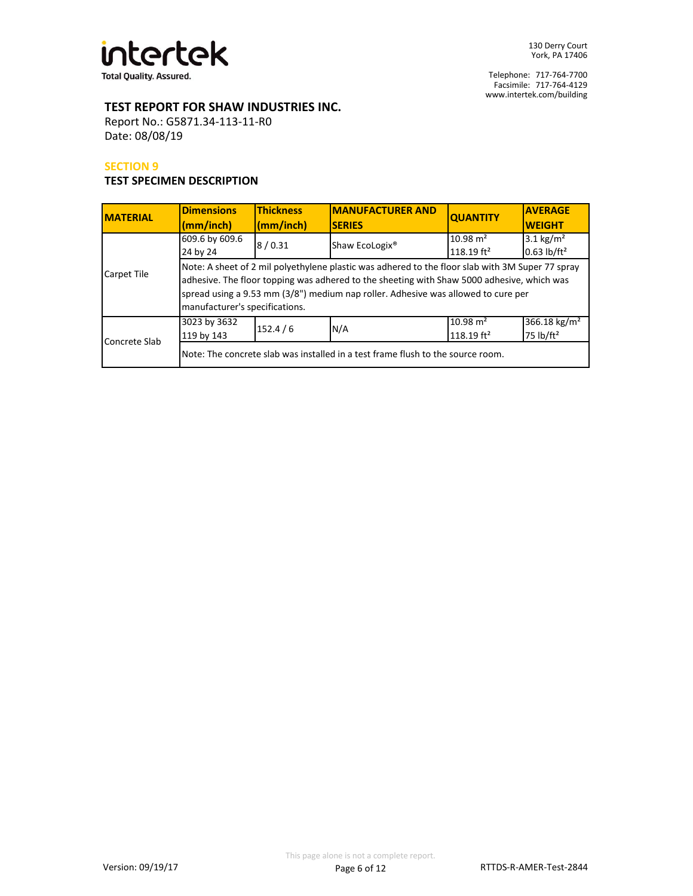## TEST REPORT FOR SHAW INDUSTRIES INC.

Report No.: G5871.34-113-11-R0
Date: 08/08/19

### SECTION 9

### TEST SPECIMEN DESCRIPTION

| MATERIAL | Dimensions (mm/inch) | Thickness (mm/inch) | MANUFACTURER AND SERIES | QUANTITY | AVERAGE WEIGHT |
|---|---|---|---|---|---|
| Carpet Tile | 609.6 by 609.6<br>24 by 24 | 8 / 0.31 | Shaw EcoLogix® | 10.98 m²<br>118.19 ft² | 3.1 kg/m²<br>0.63 lb/ft² |
| | Note: A sheet of 2 mil polyethylene plastic was adhered to the floor slab with 3M Super 77 spray adhesive. The floor topping was adhered to the sheeting with Shaw 5000 adhesive, which was spread using a 9.53 mm (3/8") medium nap roller. Adhesive was allowed to cure per manufacturer's specifications. | | | | |
| Concrete Slab | 3023 by 3632<br>119 by 143 | 152.4 / 6 | N/A | 10.98 m²<br>118.19 ft² | 366.18 kg/m²<br>75 lb/ft² |
| | Note: The concrete slab was installed in a test frame flush to the source room. | | | | |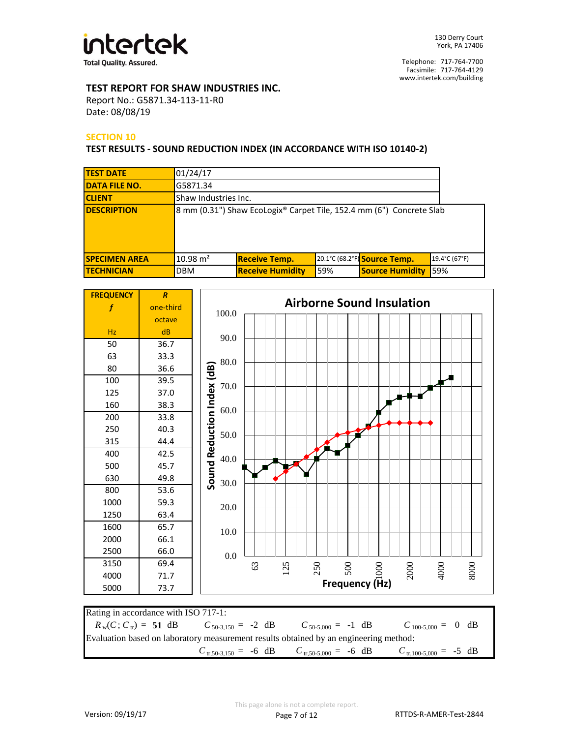intertek
Total Quality. Assured.

130 Derry Court
York, PA 17406

Telephone: 717-764-7700
Facsimile: 717-764-4129
www.intertek.com/building

**TEST REPORT FOR SHAW INDUSTRIES INC.**
Report No.: G5871.34-113-11-R0
Date: 08/08/19

## SECTION 10

### TEST RESULTS - SOUND REDUCTION INDEX (IN ACCORDANCE WITH ISO 10140-2)

| | | | | | |
|---|---|---|---|---|---|
| **TEST DATE** | 01/24/17 | | | | |
| **DATA FILE NO.** | G5871.34 | | | | |
| **CLIENT** | Shaw Industries Inc. | | | | |
| **DESCRIPTION** | 8 mm (0.31") Shaw EcoLogix® Carpet Tile, 152.4 mm (6") Concrete Slab | | | | |
| **SPECIMEN AREA** | 10.98 m² | **Receive Temp.** | 20.1°C (68.2°F) | **Source Temp.** | 19.4°C (67°F) |
| **TECHNICIAN** | DBM | **Receive Humidity** | 59% | **Source Humidity** | 59% |

| FREQUENCY *f* Hz | *R* one-third octave dB |
|---|---|
| 50 | 36.7 |
| 63 | 33.3 |
| 80 | 36.6 |
| 100 | 39.5 |
| 125 | 37.0 |
| 160 | 38.3 |
| 200 | 33.8 |
| 250 | 40.3 |
| 315 | 44.4 |
| 400 | 42.5 |
| 500 | 45.7 |
| 630 | 49.8 |
| 800 | 53.6 |
| 1000 | 59.3 |
| 1250 | 63.4 |
| 1600 | 65.7 |
| 2000 | 66.1 |
| 2500 | 66.0 |
| 3150 | 69.4 |
| 4000 | 71.7 |
| 5000 | 73.7 |

Rating in accordance with ISO 717-1:

$R_w(C; C_{tr})$ = **51** dB  $C_{50\text{-}3,150}$ = -2 dB  $C_{50\text{-}5,000}$ = -1 dB  $C_{100\text{-}5,000}$ = 0 dB

Evaluation based on laboratory measurement results obtained by an engineering method:

$C_{tr,50\text{-}3,150}$ = -6 dB  $C_{tr,50\text{-}5,000}$ = -6 dB  $C_{tr,100\text{-}5,000}$ = -5 dB

This page alone is not a complete report.

Version: 09/19/17

RTTDS-R-AMER-Test-2844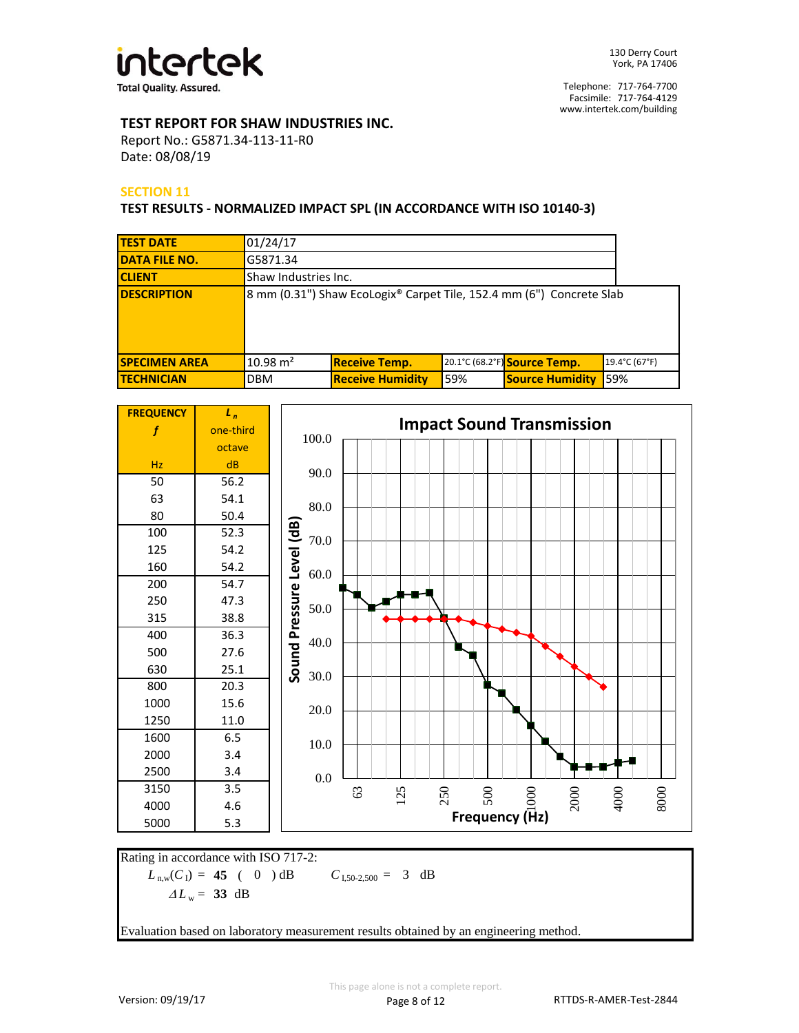**intertek**
Total Quality. Assured.

130 Derry Court
York, PA 17406

Telephone: 717-764-7700
Facsimile: 717-764-4129
www.intertek.com/building

## TEST REPORT FOR SHAW INDUSTRIES INC.

Report No.: G5871.34-113-11-R0
Date: 08/08/19

### SECTION 11

### TEST RESULTS - NORMALIZED IMPACT SPL (IN ACCORDANCE WITH ISO 10140-3)

| | | | | | |
|---|---|---|---|---|---|
| **TEST DATE** | 01/24/17 | | | | |
| **DATA FILE NO.** | G5871.34 | | | | |
| **CLIENT** | Shaw Industries Inc. | | | | |
| **DESCRIPTION** | 8 mm (0.31") Shaw EcoLogix® Carpet Tile, 152.4 mm (6") Concrete Slab | | | | |
| **SPECIMEN AREA** | 10.98 m² | **Receive Temp.** | 20.1°C (68.2°F) | **Source Temp.** | 19.4°C (67°F) |
| **TECHNICIAN** | DBM | **Receive Humidity** | 59% | **Source Humidity** | 59% |

| FREQUENCY $f$ (Hz) | $L_n$ one-third octave (dB) |
|---|---|
| 50 | 56.2 |
| 63 | 54.1 |
| 80 | 50.4 |
| 100 | 52.3 |
| 125 | 54.2 |
| 160 | 54.2 |
| 200 | 54.7 |
| 250 | 47.3 |
| 315 | 38.8 |
| 400 | 36.3 |
| 500 | 27.6 |
| 630 | 25.1 |
| 800 | 20.3 |
| 1000 | 15.6 |
| 1250 | 11.0 |
| 1600 | 6.5 |
| 2000 | 3.4 |
| 2500 | 3.4 |
| 3150 | 3.5 |
| 4000 | 4.6 |
| 5000 | 5.3 |

**Impact Sound Transmission**

Rating in accordance with ISO 717-2:

$L_{n,w}(C_I)$ = **45** ( 0 ) dB $C_{I,50\text{-}2,500}$ = 3 dB

$\Delta L_w$ = **33** dB

Evaluation based on laboratory measurement results obtained by an engineering method.

This page alone is not a complete report.

Version: 09/19/17 RTTDS-R-AMER-Test-2844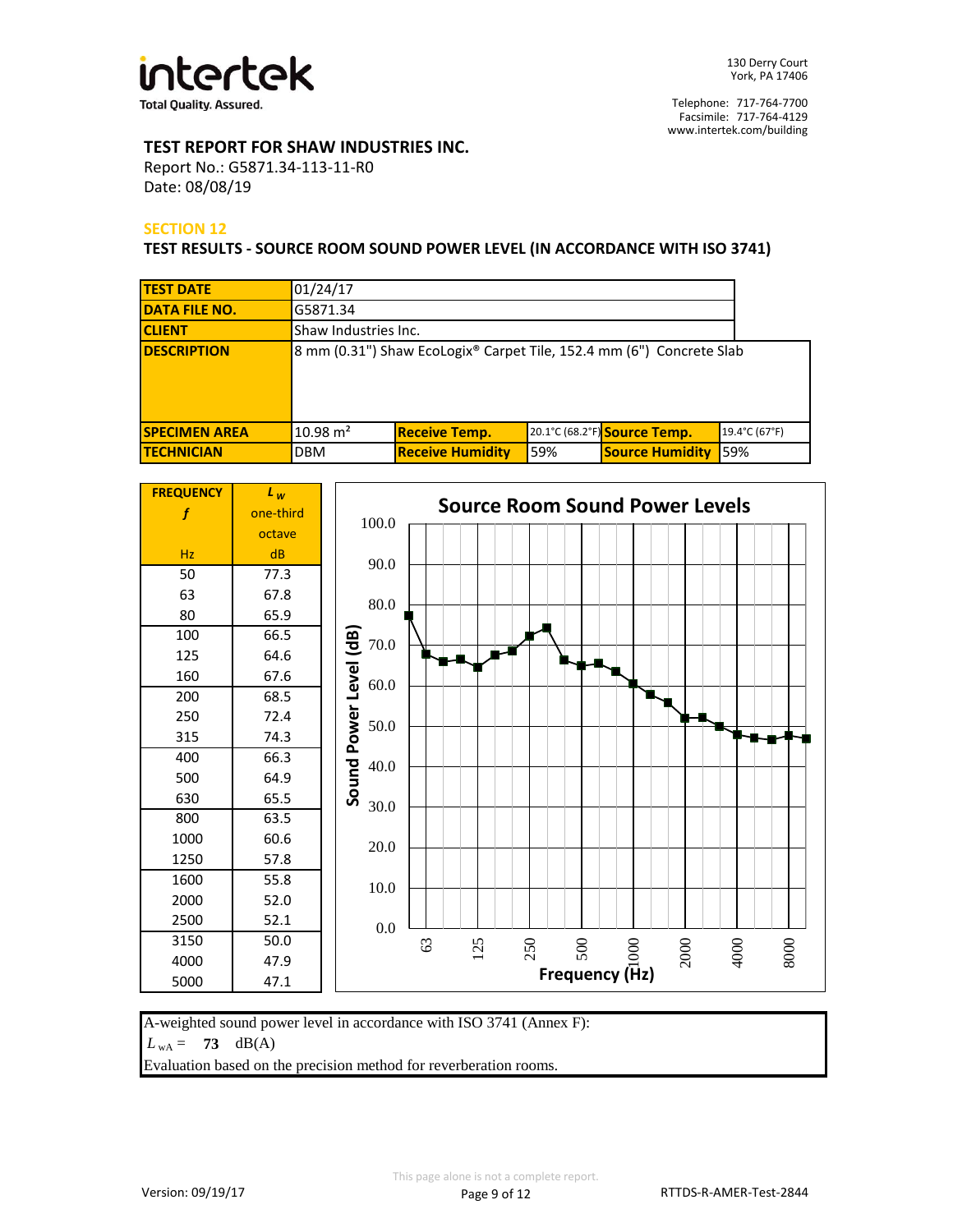**intertek**
Total Quality. Assured.

130 Derry Court
York, PA 17406

Telephone: 717-764-7700
Facsimile: 717-764-4129
www.intertek.com/building

**TEST REPORT FOR SHAW INDUSTRIES INC.**
Report No.: G5871.34-113-11-R0
Date: 08/08/19

## SECTION 12

### TEST RESULTS - SOURCE ROOM SOUND POWER LEVEL (IN ACCORDANCE WITH ISO 3741)

| | | | | | |
|---|---|---|---|---|---|
| **TEST DATE** | 01/24/17 | | | | |
| **DATA FILE NO.** | G5871.34 | | | | |
| **CLIENT** | Shaw Industries Inc. | | | | |
| **DESCRIPTION** | 8 mm (0.31") Shaw EcoLogix® Carpet Tile, 152.4 mm (6") Concrete Slab | | | | |
| **SPECIMEN AREA** | 10.98 m² | **Receive Temp.** | 20.1°C (68.2°F) | **Source Temp.** | 19.4°C (67°F) |
| **TECHNICIAN** | DBM | **Receive Humidity** | 59% | **Source Humidity** | 59% |

| FREQUENCY $f$ (Hz) | $L_W$ one-third octave (dB) |
|---|---|
| 50 | 77.3 |
| 63 | 67.8 |
| 80 | 65.9 |
| 100 | 66.5 |
| 125 | 64.6 |
| 160 | 67.6 |
| 200 | 68.5 |
| 250 | 72.4 |
| 315 | 74.3 |
| 400 | 66.3 |
| 500 | 64.9 |
| 630 | 65.5 |
| 800 | 63.5 |
| 1000 | 60.6 |
| 1250 | 57.8 |
| 1600 | 55.8 |
| 2000 | 52.0 |
| 2500 | 52.1 |
| 3150 | 50.0 |
| 4000 | 47.9 |
| 5000 | 47.1 |

**Source Room Sound Power Levels**
(Chart: Sound Power Level (dB) vs. Frequency (Hz))

A-weighted sound power level in accordance with ISO 3741 (Annex F):
$L_{wA}$ = **73** dB(A)
Evaluation based on the precision method for reverberation rooms.

This page alone is not a complete report.

Version: 09/19/17 RTTDS-R-AMER-Test-2844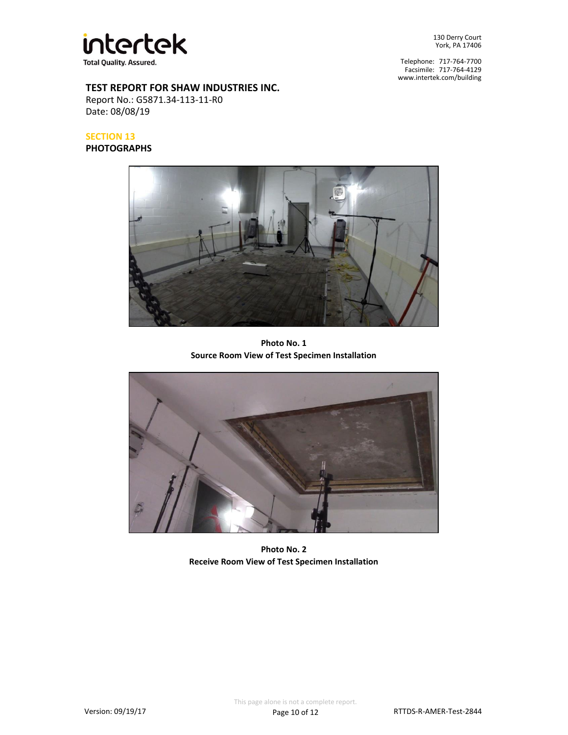**TEST REPORT FOR SHAW INDUSTRIES INC.**
Report No.: G5871.34-113-11-R0
Date: 08/08/19

## SECTION 13
## PHOTOGRAPHS

**Photo No. 1**
**Source Room View of Test Specimen Installation**

**Photo No. 2**
**Receive Room View of Test Specimen Installation**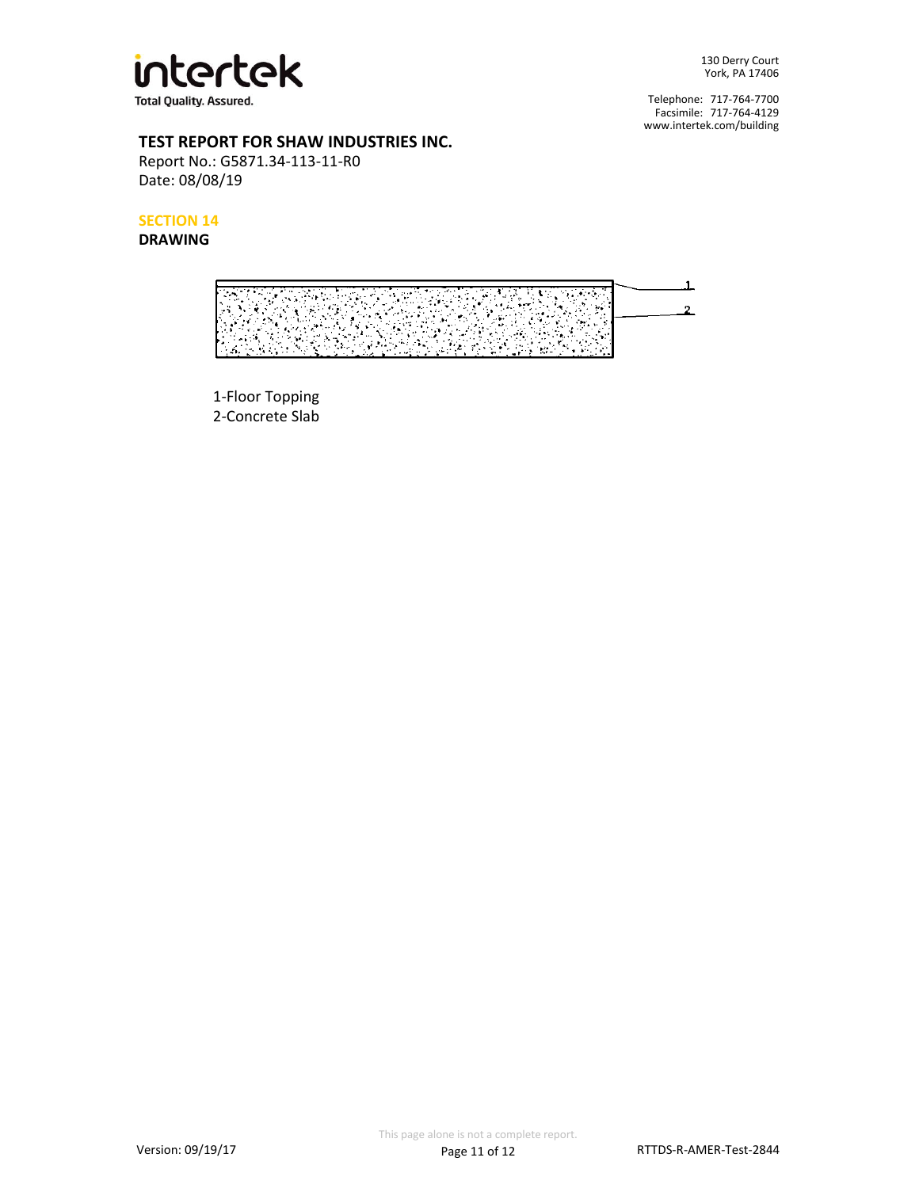**TEST REPORT FOR SHAW INDUSTRIES INC.**

Report No.: G5871.34-113-11-R0

Date: 08/08/19

## SECTION 14

**DRAWING**

1-Floor Topping

2-Concrete Slab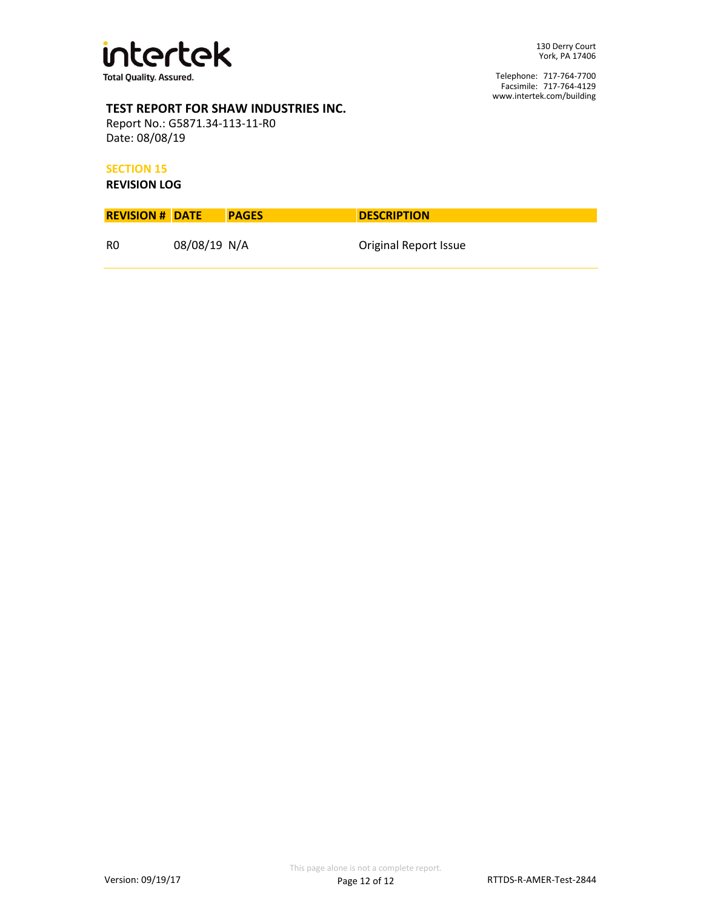**TEST REPORT FOR SHAW INDUSTRIES INC.**

Report No.: G5871.34-113-11-R0

Date: 08/08/19

## SECTION 15

### REVISION LOG

| REVISION # | DATE | PAGES | DESCRIPTION |
|---|---|---|---|
| R0 | 08/08/19 | N/A | Original Report Issue |

This page alone is not a complete report.